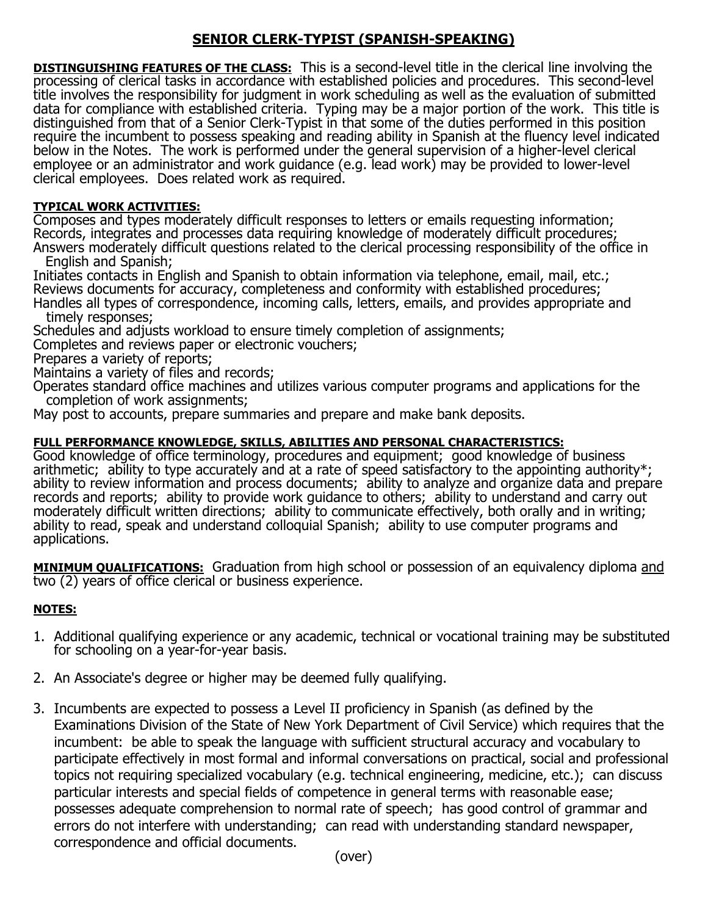# SENIOR CLERK-TYPIST (SPANISH-SPEAKING)

**DISTINGUISHING FEATURES OF THE CLASS:** This is a second-level title in the clerical line involving the processing of clerical tasks in accordance with established policies and procedures. This second-level title involves the responsibility for judgment in work scheduling as well as the evaluation of submitted data for compliance with established criteria. Typing may be a major portion of the work. This title is distinguished from that of a Senior Clerk-Typist in that some of the duties performed in this position require the incumbent to possess speaking and reading ability in Spanish at the fluency level indicated below in the Notes. The work is performed under the general supervision of a higher-level clerical employee or an administrator and work guidance (e.g. lead work) may be provided to lower-level clerical employees. Does related work as required.

**TYPICAL WORK ACTIVITIES:**

Composes and types moderately difficult responses to letters or emails requesting information;
Records, integrates and processes data requiring knowledge of moderately difficult procedures;
Answers moderately difficult questions related to the clerical processing responsibility of the office in English and Spanish;
Initiates contacts in English and Spanish to obtain information via telephone, email, mail, etc.;
Reviews documents for accuracy, completeness and conformity with established procedures;
Handles all types of correspondence, incoming calls, letters, emails, and provides appropriate and timely responses;
Schedules and adjusts workload to ensure timely completion of assignments;
Completes and reviews paper or electronic vouchers;
Prepares a variety of reports;
Maintains a variety of files and records;
Operates standard office machines and utilizes various computer programs and applications for the completion of work assignments;
May post to accounts, prepare summaries and prepare and make bank deposits.

**FULL PERFORMANCE KNOWLEDGE, SKILLS, ABILITIES AND PERSONAL CHARACTERISTICS:**
Good knowledge of office terminology, procedures and equipment; good knowledge of business arithmetic; ability to type accurately and at a rate of speed satisfactory to the appointing authority*; ability to review information and process documents; ability to analyze and organize data and prepare records and reports; ability to provide work guidance to others; ability to understand and carry out moderately difficult written directions; ability to communicate effectively, both orally and in writing; ability to read, speak and understand colloquial Spanish; ability to use computer programs and applications.

**MINIMUM QUALIFICATIONS:** Graduation from high school or possession of an equivalency diploma and two (2) years of office clerical or business experience.

**NOTES:**

1. Additional qualifying experience or any academic, technical or vocational training may be substituted for schooling on a year-for-year basis.

2. An Associate's degree or higher may be deemed fully qualifying.

3. Incumbents are expected to possess a Level II proficiency in Spanish (as defined by the Examinations Division of the State of New York Department of Civil Service) which requires that the incumbent: be able to speak the language with sufficient structural accuracy and vocabulary to participate effectively in most formal and informal conversations on practical, social and professional topics not requiring specialized vocabulary (e.g. technical engineering, medicine, etc.); can discuss particular interests and special fields of competence in general terms with reasonable ease; possesses adequate comprehension to normal rate of speech; has good control of grammar and errors do not interfere with understanding; can read with understanding standard newspaper, correspondence and official documents.

(over)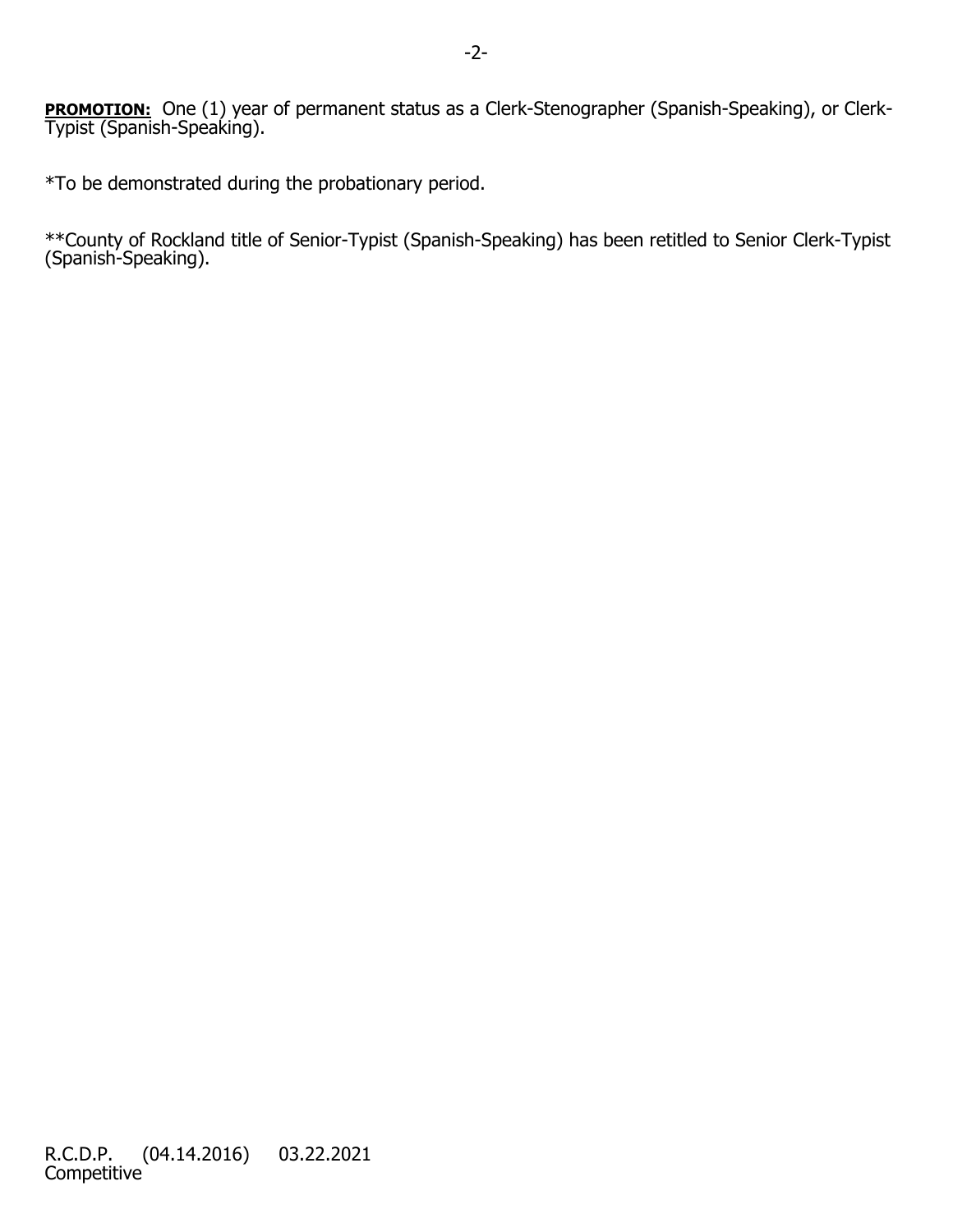**PROMOTION:** One (1) year of permanent status as a Clerk-Stenographer (Spanish-Speaking), or Clerk-Typist (Spanish-Speaking).

*To be demonstrated during the probationary period.

**County of Rockland title of Senior-Typist (Spanish-Speaking) has been retitled to Senior Clerk-Typist (Spanish-Speaking).

R.C.D.P. (04.14.2016) 03.22.2021
Competitive